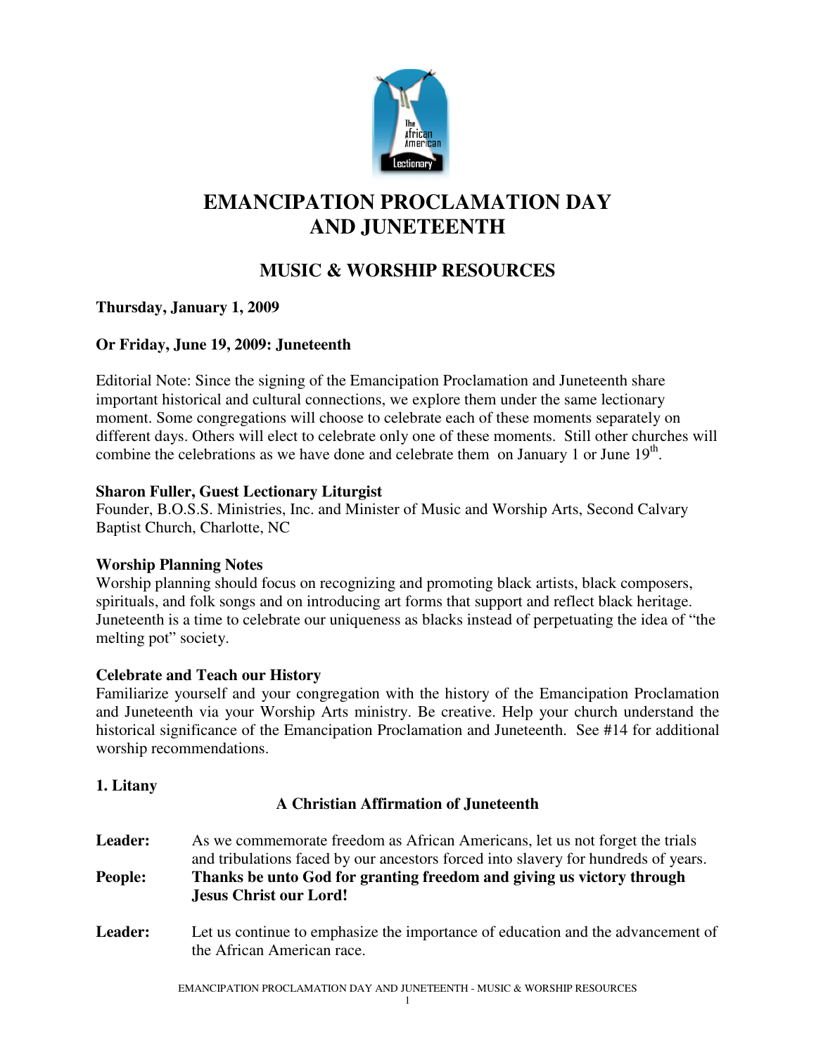# EMANCIPATION PROCLAMATION DAY AND JUNETEENTH

## MUSIC & WORSHIP RESOURCES

**Thursday, January 1, 2009**

**Or Friday, June 19, 2009: Juneteenth**

Editorial Note: Since the signing of the Emancipation Proclamation and Juneteenth share important historical and cultural connections, we explore them under the same lectionary moment. Some congregations will choose to celebrate each of these moments separately on different days. Others will elect to celebrate only one of these moments. Still other churches will combine the celebrations as we have done and celebrate them on January 1 or June 19th.

**Sharon Fuller, Guest Lectionary Liturgist**
Founder, B.O.S.S. Ministries, Inc. and Minister of Music and Worship Arts, Second Calvary Baptist Church, Charlotte, NC

**Worship Planning Notes**
Worship planning should focus on recognizing and promoting black artists, black composers, spirituals, and folk songs and on introducing art forms that support and reflect black heritage. Juneteenth is a time to celebrate our uniqueness as blacks instead of perpetuating the idea of "the melting pot" society.

**Celebrate and Teach our History**
Familiarize yourself and your congregation with the history of the Emancipation Proclamation and Juneteenth via your Worship Arts ministry. Be creative. Help your church understand the historical significance of the Emancipation Proclamation and Juneteenth. See #14 for additional worship recommendations.

**1. Litany**

**A Christian Affirmation of Juneteenth**

**Leader:** As we commemorate freedom as African Americans, let us not forget the trials and tribulations faced by our ancestors forced into slavery for hundreds of years.

**People: Thanks be unto God for granting freedom and giving us victory through Jesus Christ our Lord!**

**Leader:** Let us continue to emphasize the importance of education and the advancement of the African American race.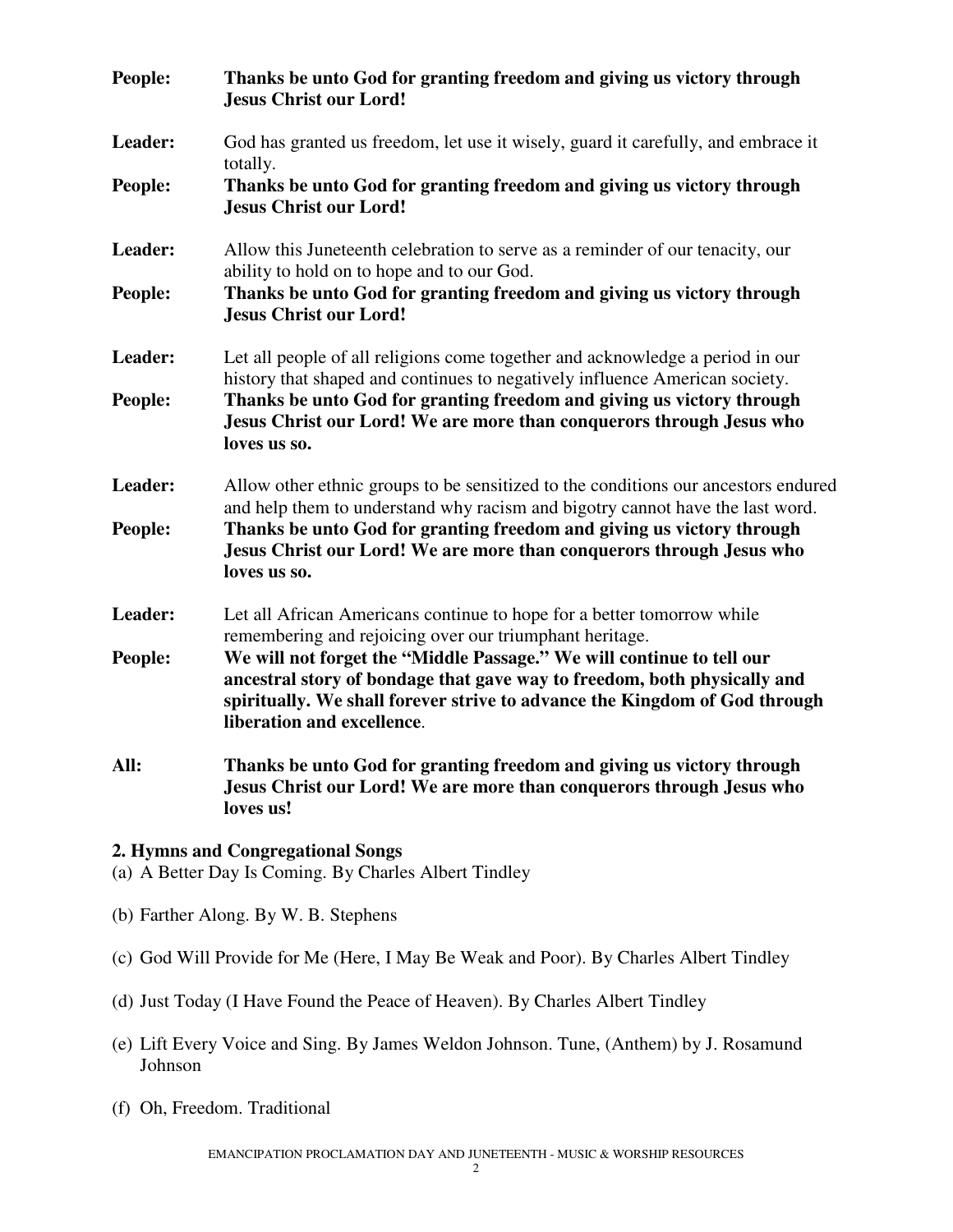**People:** **Thanks be unto God for granting freedom and giving us victory through Jesus Christ our Lord!**

**Leader:** God has granted us freedom, let use it wisely, guard it carefully, and embrace it totally.

**People:** **Thanks be unto God for granting freedom and giving us victory through Jesus Christ our Lord!**

**Leader:** Allow this Juneteenth celebration to serve as a reminder of our tenacity, our ability to hold on to hope and to our God.

**People:** **Thanks be unto God for granting freedom and giving us victory through Jesus Christ our Lord!**

**Leader:** Let all people of all religions come together and acknowledge a period in our history that shaped and continues to negatively influence American society.

**People:** **Thanks be unto God for granting freedom and giving us victory through Jesus Christ our Lord! We are more than conquerors through Jesus who loves us so.**

**Leader:** Allow other ethnic groups to be sensitized to the conditions our ancestors endured and help them to understand why racism and bigotry cannot have the last word.

**People:** **Thanks be unto God for granting freedom and giving us victory through Jesus Christ our Lord! We are more than conquerors through Jesus who loves us so.**

**Leader:** Let all African Americans continue to hope for a better tomorrow while remembering and rejoicing over our triumphant heritage.

**People:** **We will not forget the "Middle Passage." We will continue to tell our ancestral story of bondage that gave way to freedom, both physically and spiritually. We shall forever strive to advance the Kingdom of God through liberation and excellence**.

**All:** **Thanks be unto God for granting freedom and giving us victory through Jesus Christ our Lord! We are more than conquerors through Jesus who loves us!**

### 2. Hymns and Congregational Songs

(a) A Better Day Is Coming. By Charles Albert Tindley

(b) Farther Along. By W. B. Stephens

(c) God Will Provide for Me (Here, I May Be Weak and Poor). By Charles Albert Tindley

(d) Just Today (I Have Found the Peace of Heaven). By Charles Albert Tindley

(e) Lift Every Voice and Sing. By James Weldon Johnson. Tune, (Anthem) by J. Rosamund Johnson

(f) Oh, Freedom. Traditional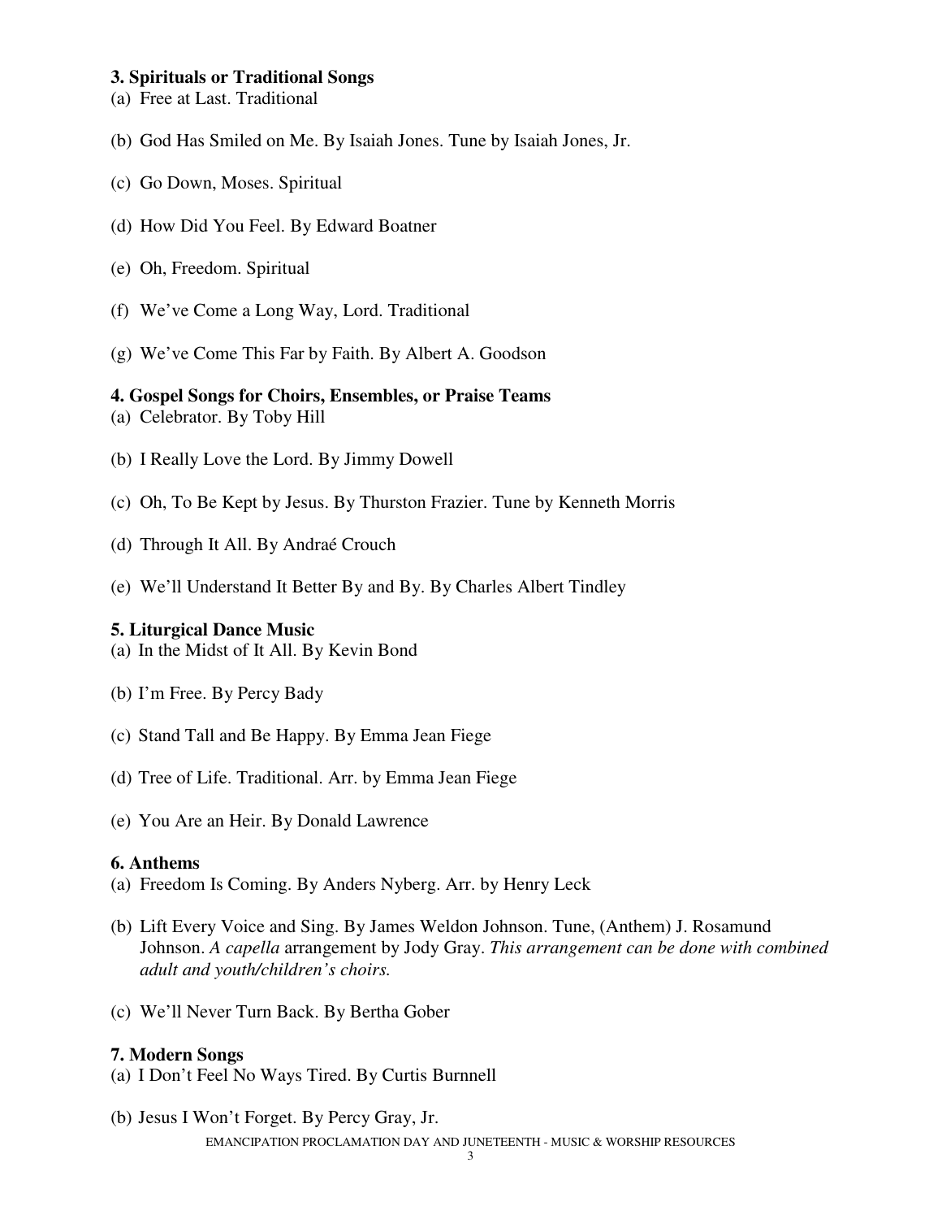**3. Spirituals or Traditional Songs**

(a) Free at Last. Traditional

(b) God Has Smiled on Me. By Isaiah Jones. Tune by Isaiah Jones, Jr.

(c) Go Down, Moses. Spiritual

(d) How Did You Feel. By Edward Boatner

(e) Oh, Freedom. Spiritual

(f) We've Come a Long Way, Lord. Traditional

(g) We've Come This Far by Faith. By Albert A. Goodson

**4. Gospel Songs for Choirs, Ensembles, or Praise Teams**

(a) Celebrator. By Toby Hill

(b) I Really Love the Lord. By Jimmy Dowell

(c) Oh, To Be Kept by Jesus. By Thurston Frazier. Tune by Kenneth Morris

(d) Through It All. By Andraé Crouch

(e) We'll Understand It Better By and By. By Charles Albert Tindley

**5. Liturgical Dance Music**

(a) In the Midst of It All. By Kevin Bond

(b) I'm Free. By Percy Bady

(c) Stand Tall and Be Happy. By Emma Jean Fiege

(d) Tree of Life. Traditional. Arr. by Emma Jean Fiege

(e) You Are an Heir. By Donald Lawrence

**6. Anthems**

(a) Freedom Is Coming. By Anders Nyberg. Arr. by Henry Leck

(b) Lift Every Voice and Sing. By James Weldon Johnson. Tune, (Anthem) J. Rosamund Johnson. *A capella* arrangement by Jody Gray. *This arrangement can be done with combined adult and youth/children's choirs.*

(c) We'll Never Turn Back. By Bertha Gober

**7. Modern Songs**

(a) I Don't Feel No Ways Tired. By Curtis Burnnell

(b) Jesus I Won't Forget. By Percy Gray, Jr.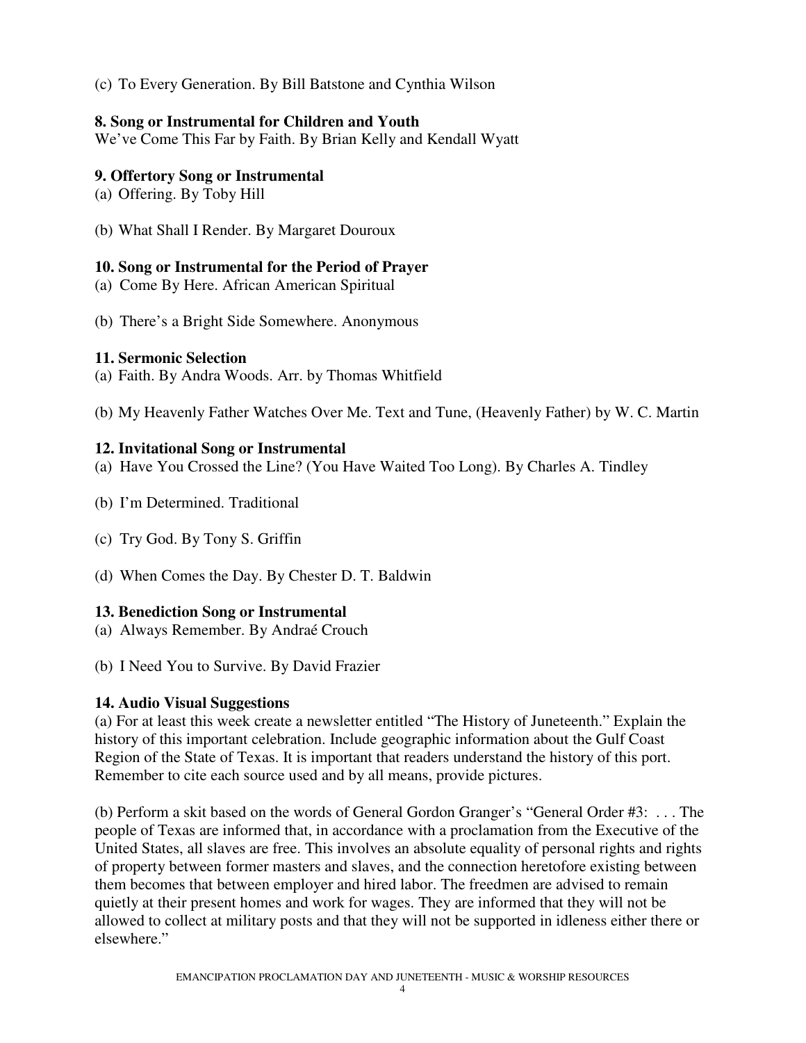(c) To Every Generation. By Bill Batstone and Cynthia Wilson

**8. Song or Instrumental for Children and Youth**

We've Come This Far by Faith. By Brian Kelly and Kendall Wyatt

**9. Offertory Song or Instrumental**

(a) Offering. By Toby Hill

(b) What Shall I Render. By Margaret Douroux

**10. Song or Instrumental for the Period of Prayer**

(a) Come By Here. African American Spiritual

(b) There's a Bright Side Somewhere. Anonymous

**11. Sermonic Selection**

(a) Faith. By Andra Woods. Arr. by Thomas Whitfield

(b) My Heavenly Father Watches Over Me. Text and Tune, (Heavenly Father) by W. C. Martin

**12. Invitational Song or Instrumental**

(a) Have You Crossed the Line? (You Have Waited Too Long). By Charles A. Tindley

(b) I'm Determined. Traditional

(c) Try God. By Tony S. Griffin

(d) When Comes the Day. By Chester D. T. Baldwin

**13. Benediction Song or Instrumental**

(a) Always Remember. By Andraé Crouch

(b) I Need You to Survive. By David Frazier

**14. Audio Visual Suggestions**

(a) For at least this week create a newsletter entitled "The History of Juneteenth." Explain the history of this important celebration. Include geographic information about the Gulf Coast Region of the State of Texas. It is important that readers understand the history of this port. Remember to cite each source used and by all means, provide pictures.

(b) Perform a skit based on the words of General Gordon Granger's "General Order #3: . . . The people of Texas are informed that, in accordance with a proclamation from the Executive of the United States, all slaves are free. This involves an absolute equality of personal rights and rights of property between former masters and slaves, and the connection heretofore existing between them becomes that between employer and hired labor. The freedmen are advised to remain quietly at their present homes and work for wages. They are informed that they will not be allowed to collect at military posts and that they will not be supported in idleness either there or elsewhere."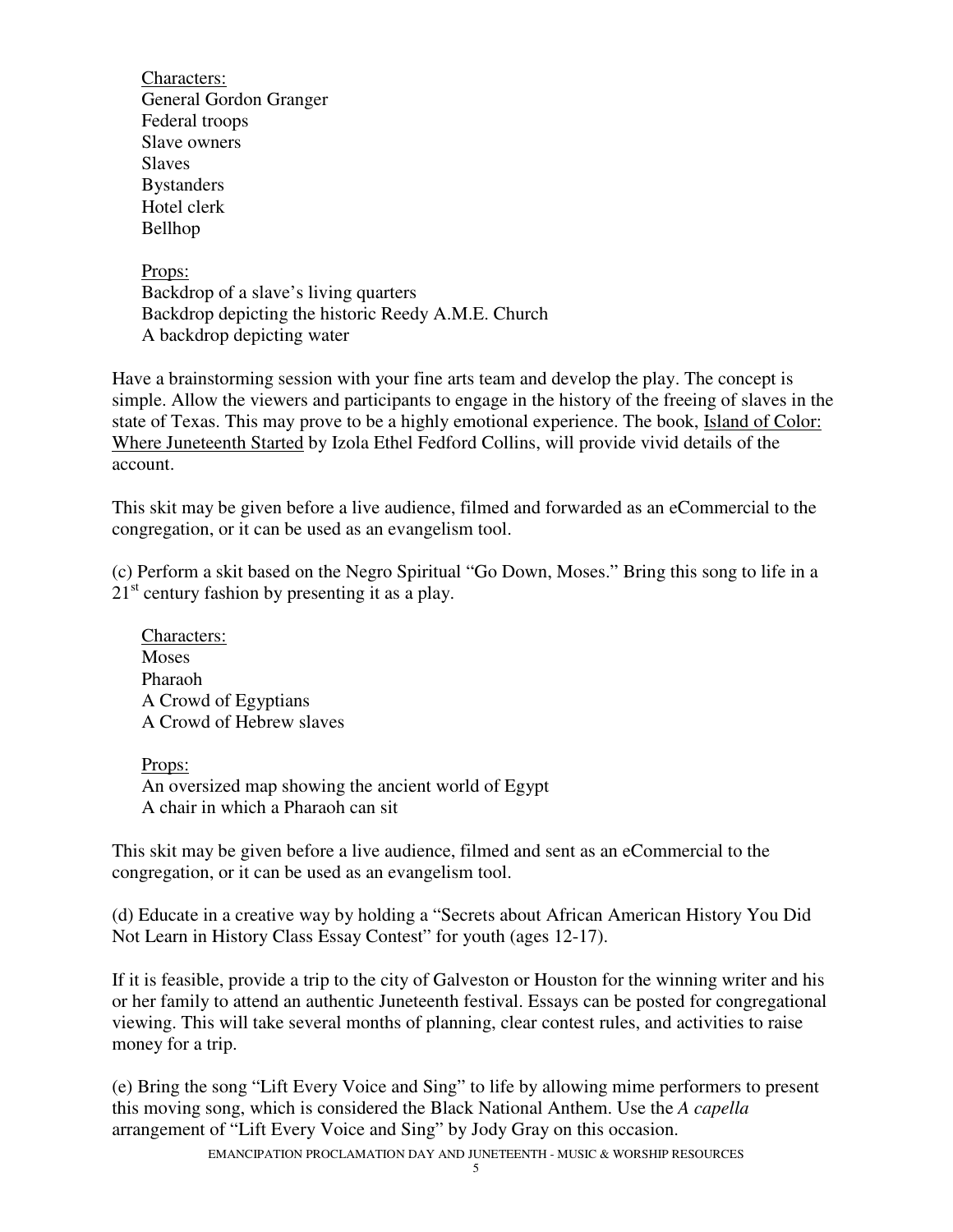<u>Characters:</u>
General Gordon Granger
Federal troops
Slave owners
Slaves
Bystanders
Hotel clerk
Bellhop

<u>Props:</u>
Backdrop of a slave's living quarters
Backdrop depicting the historic Reedy A.M.E. Church
A backdrop depicting water

Have a brainstorming session with your fine arts team and develop the play. The concept is simple. Allow the viewers and participants to engage in the history of the freeing of slaves in the state of Texas. This may prove to be a highly emotional experience. The book, <u>Island of Color: Where Juneteenth Started</u> by Izola Ethel Fedford Collins, will provide vivid details of the account.

This skit may be given before a live audience, filmed and forwarded as an eCommercial to the congregation, or it can be used as an evangelism tool.

(c) Perform a skit based on the Negro Spiritual "Go Down, Moses." Bring this song to life in a 21st century fashion by presenting it as a play.

<u>Characters:</u>
Moses
Pharaoh
A Crowd of Egyptians
A Crowd of Hebrew slaves

<u>Props:</u>
An oversized map showing the ancient world of Egypt
A chair in which a Pharaoh can sit

This skit may be given before a live audience, filmed and sent as an eCommercial to the congregation, or it can be used as an evangelism tool.

(d) Educate in a creative way by holding a "Secrets about African American History You Did Not Learn in History Class Essay Contest" for youth (ages 12-17).

If it is feasible, provide a trip to the city of Galveston or Houston for the winning writer and his or her family to attend an authentic Juneteenth festival. Essays can be posted for congregational viewing. This will take several months of planning, clear contest rules, and activities to raise money for a trip.

(e) Bring the song "Lift Every Voice and Sing" to life by allowing mime performers to present this moving song, which is considered the Black National Anthem. Use the *A capella* arrangement of "Lift Every Voice and Sing" by Jody Gray on this occasion.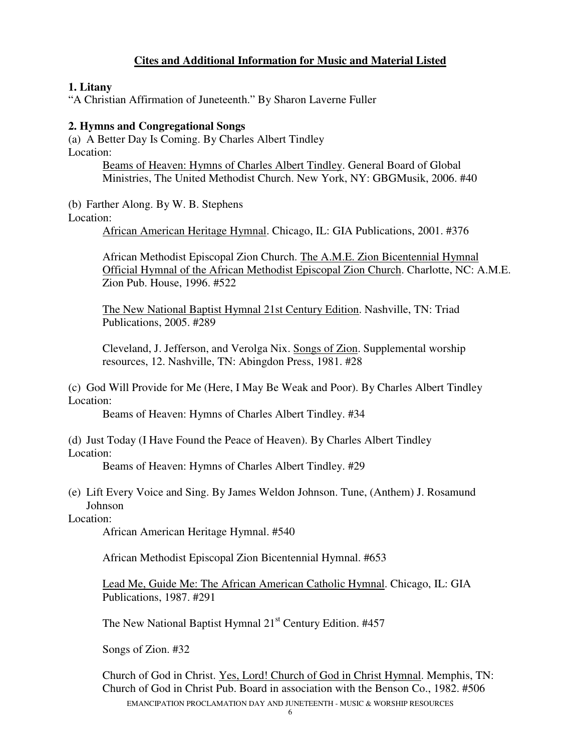## Cites and Additional Information for Music and Material Listed

**1. Litany**

"A Christian Affirmation of Juneteenth." By Sharon Laverne Fuller

**2. Hymns and Congregational Songs**

(a) A Better Day Is Coming. By Charles Albert Tindley

Location:

Beams of Heaven: Hymns of Charles Albert Tindley. General Board of Global Ministries, The United Methodist Church. New York, NY: GBGMusik, 2006. #40

(b) Farther Along. By W. B. Stephens

Location:

African American Heritage Hymnal. Chicago, IL: GIA Publications, 2001. #376

African Methodist Episcopal Zion Church. The A.M.E. Zion Bicentennial Hymnal Official Hymnal of the African Methodist Episcopal Zion Church. Charlotte, NC: A.M.E. Zion Pub. House, 1996. #522

The New National Baptist Hymnal 21st Century Edition. Nashville, TN: Triad Publications, 2005. #289

Cleveland, J. Jefferson, and Verolga Nix. Songs of Zion. Supplemental worship resources, 12. Nashville, TN: Abingdon Press, 1981. #28

(c) God Will Provide for Me (Here, I May Be Weak and Poor). By Charles Albert Tindley

Location:

Beams of Heaven: Hymns of Charles Albert Tindley. #34

(d) Just Today (I Have Found the Peace of Heaven). By Charles Albert Tindley

Location:

Beams of Heaven: Hymns of Charles Albert Tindley. #29

(e) Lift Every Voice and Sing. By James Weldon Johnson. Tune, (Anthem) J. Rosamund Johnson

Location:

African American Heritage Hymnal. #540

African Methodist Episcopal Zion Bicentennial Hymnal. #653

Lead Me, Guide Me: The African American Catholic Hymnal. Chicago, IL: GIA Publications, 1987. #291

The New National Baptist Hymnal 21st Century Edition. #457

Songs of Zion. #32

Church of God in Christ. Yes, Lord! Church of God in Christ Hymnal. Memphis, TN: Church of God in Christ Pub. Board in association with the Benson Co., 1982. #506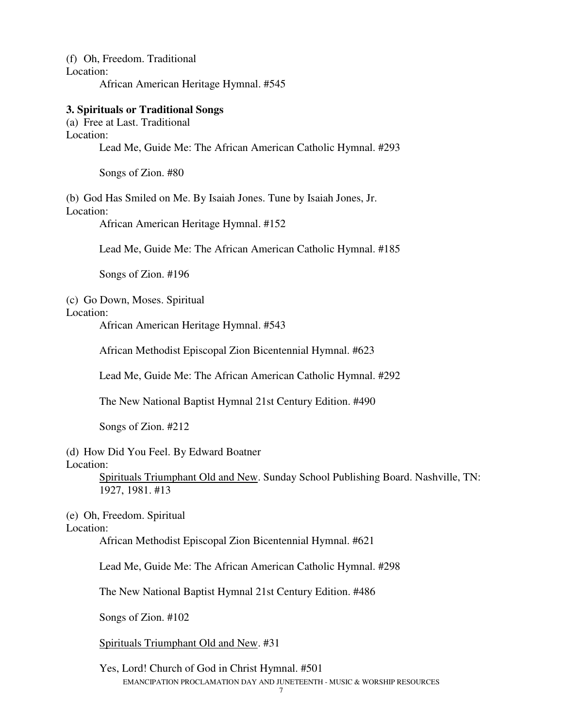(f) Oh, Freedom. Traditional
Location:

African American Heritage Hymnal. #545

**3. Spirituals or Traditional Songs**

(a) Free at Last. Traditional
Location:

Lead Me, Guide Me: The African American Catholic Hymnal. #293

Songs of Zion. #80

(b) God Has Smiled on Me. By Isaiah Jones. Tune by Isaiah Jones, Jr.
Location:

African American Heritage Hymnal. #152

Lead Me, Guide Me: The African American Catholic Hymnal. #185

Songs of Zion. #196

(c) Go Down, Moses. Spiritual
Location:

African American Heritage Hymnal. #543

African Methodist Episcopal Zion Bicentennial Hymnal. #623

Lead Me, Guide Me: The African American Catholic Hymnal. #292

The New National Baptist Hymnal 21st Century Edition. #490

Songs of Zion. #212

(d) How Did You Feel. By Edward Boatner
Location:

Spirituals Triumphant Old and New. Sunday School Publishing Board. Nashville, TN: 1927, 1981. #13

(e) Oh, Freedom. Spiritual
Location:

African Methodist Episcopal Zion Bicentennial Hymnal. #621

Lead Me, Guide Me: The African American Catholic Hymnal. #298

The New National Baptist Hymnal 21st Century Edition. #486

Songs of Zion. #102

Spirituals Triumphant Old and New. #31

Yes, Lord! Church of God in Christ Hymnal. #501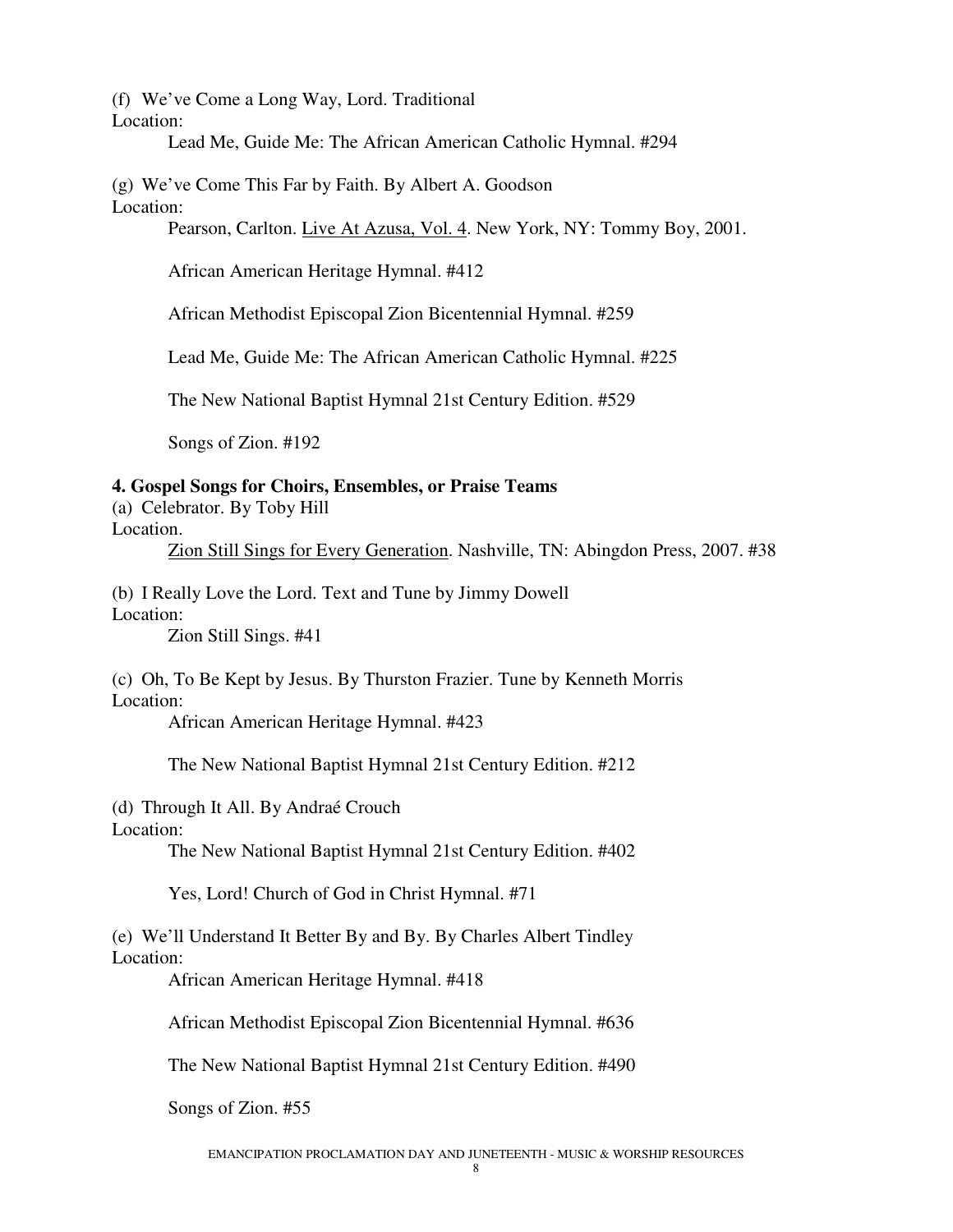(f) We've Come a Long Way, Lord. Traditional
Location:

Lead Me, Guide Me: The African American Catholic Hymnal. #294

(g) We've Come This Far by Faith. By Albert A. Goodson
Location:

Pearson, Carlton. <u>Live At Azusa, Vol. 4</u>. New York, NY: Tommy Boy, 2001.

African American Heritage Hymnal. #412

African Methodist Episcopal Zion Bicentennial Hymnal. #259

Lead Me, Guide Me: The African American Catholic Hymnal. #225

The New National Baptist Hymnal 21st Century Edition. #529

Songs of Zion. #192

**4. Gospel Songs for Choirs, Ensembles, or Praise Teams**

(a) Celebrator. By Toby Hill
Location.

<u>Zion Still Sings for Every Generation</u>. Nashville, TN: Abingdon Press, 2007. #38

(b) I Really Love the Lord. Text and Tune by Jimmy Dowell
Location:

Zion Still Sings. #41

(c) Oh, To Be Kept by Jesus. By Thurston Frazier. Tune by Kenneth Morris
Location:

African American Heritage Hymnal. #423

The New National Baptist Hymnal 21st Century Edition. #212

(d) Through It All. By Andraé Crouch
Location:

The New National Baptist Hymnal 21st Century Edition. #402

Yes, Lord! Church of God in Christ Hymnal. #71

(e) We'll Understand It Better By and By. By Charles Albert Tindley
Location:

African American Heritage Hymnal. #418

African Methodist Episcopal Zion Bicentennial Hymnal. #636

The New National Baptist Hymnal 21st Century Edition. #490

Songs of Zion. #55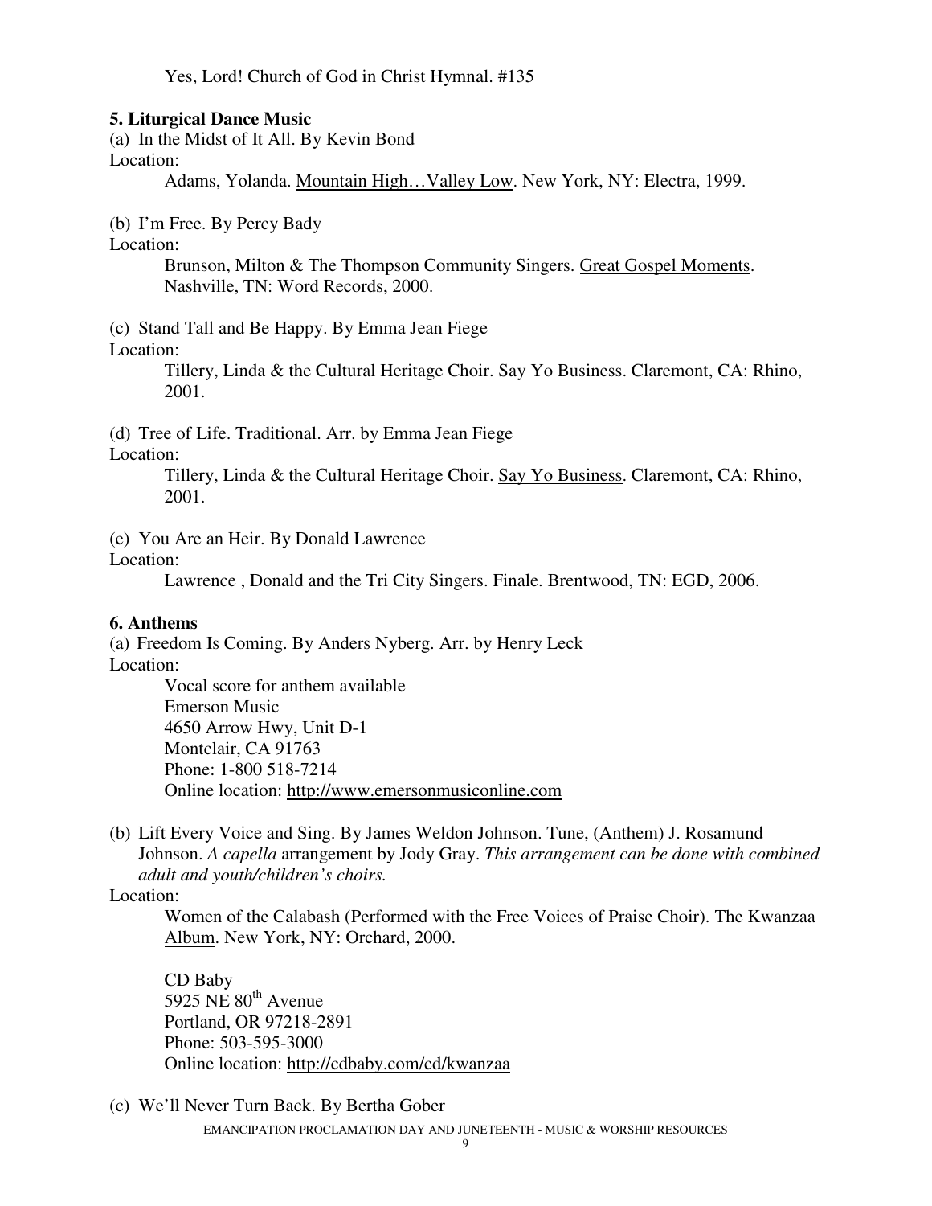Yes, Lord! Church of God in Christ Hymnal. #135

**5. Liturgical Dance Music**

(a) In the Midst of It All. By Kevin Bond
Location:
Adams, Yolanda. Mountain High…Valley Low. New York, NY: Electra, 1999.

(b) I'm Free. By Percy Bady
Location:
Brunson, Milton & The Thompson Community Singers. Great Gospel Moments. Nashville, TN: Word Records, 2000.

(c) Stand Tall and Be Happy. By Emma Jean Fiege
Location:
Tillery, Linda & the Cultural Heritage Choir. Say Yo Business. Claremont, CA: Rhino, 2001.

(d) Tree of Life. Traditional. Arr. by Emma Jean Fiege
Location:
Tillery, Linda & the Cultural Heritage Choir. Say Yo Business. Claremont, CA: Rhino, 2001.

(e) You Are an Heir. By Donald Lawrence
Location:
Lawrence , Donald and the Tri City Singers. Finale. Brentwood, TN: EGD, 2006.

**6. Anthems**

(a) Freedom Is Coming. By Anders Nyberg. Arr. by Henry Leck
Location:
Vocal score for anthem available
Emerson Music
4650 Arrow Hwy, Unit D-1
Montclair, CA 91763
Phone: 1-800 518-7214
Online location: http://www.emersonmusiconline.com

(b) Lift Every Voice and Sing. By James Weldon Johnson. Tune, (Anthem) J. Rosamund Johnson. *A capella* arrangement by Jody Gray. *This arrangement can be done with combined adult and youth/children's choirs.*
Location:
Women of the Calabash (Performed with the Free Voices of Praise Choir). The Kwanzaa Album. New York, NY: Orchard, 2000.

CD Baby
5925 NE 80th Avenue
Portland, OR 97218-2891
Phone: 503-595-3000
Online location: http://cdbaby.com/cd/kwanzaa

(c) We'll Never Turn Back. By Bertha Gober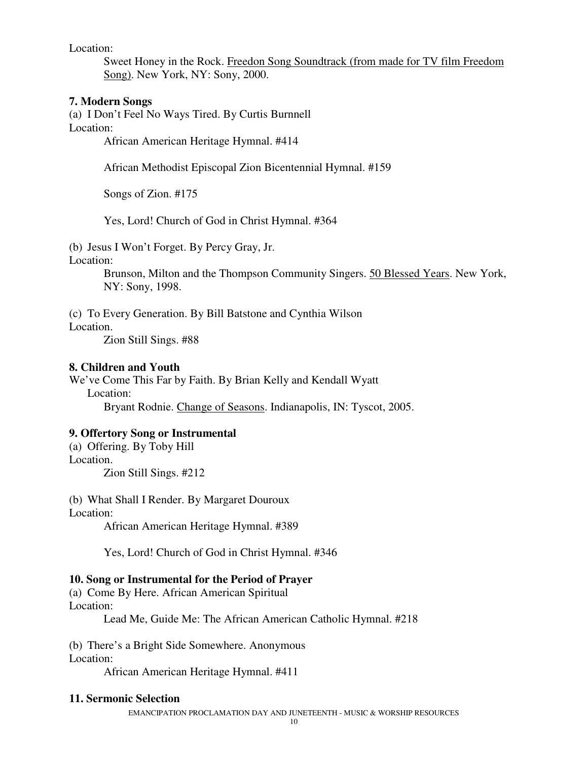Location:

Sweet Honey in the Rock. Freedon Song Soundtrack (from made for TV film Freedom Song). New York, NY: Sony, 2000.

**7. Modern Songs**

(a) I Don't Feel No Ways Tired. By Curtis Burnnell

Location:

African American Heritage Hymnal. #414

African Methodist Episcopal Zion Bicentennial Hymnal. #159

Songs of Zion. #175

Yes, Lord! Church of God in Christ Hymnal. #364

(b) Jesus I Won't Forget. By Percy Gray, Jr.

Location:

Brunson, Milton and the Thompson Community Singers. 50 Blessed Years. New York, NY: Sony, 1998.

(c) To Every Generation. By Bill Batstone and Cynthia Wilson

Location.

Zion Still Sings. #88

**8. Children and Youth**

We've Come This Far by Faith. By Brian Kelly and Kendall Wyatt

Location:

Bryant Rodnie. Change of Seasons. Indianapolis, IN: Tyscot, 2005.

**9. Offertory Song or Instrumental**

(a) Offering. By Toby Hill

Location.

Zion Still Sings. #212

(b) What Shall I Render. By Margaret Douroux

Location:

African American Heritage Hymnal. #389

Yes, Lord! Church of God in Christ Hymnal. #346

**10. Song or Instrumental for the Period of Prayer**

(a) Come By Here. African American Spiritual

Location:

Lead Me, Guide Me: The African American Catholic Hymnal. #218

(b) There's a Bright Side Somewhere. Anonymous

Location:

African American Heritage Hymnal. #411

**11. Sermonic Selection**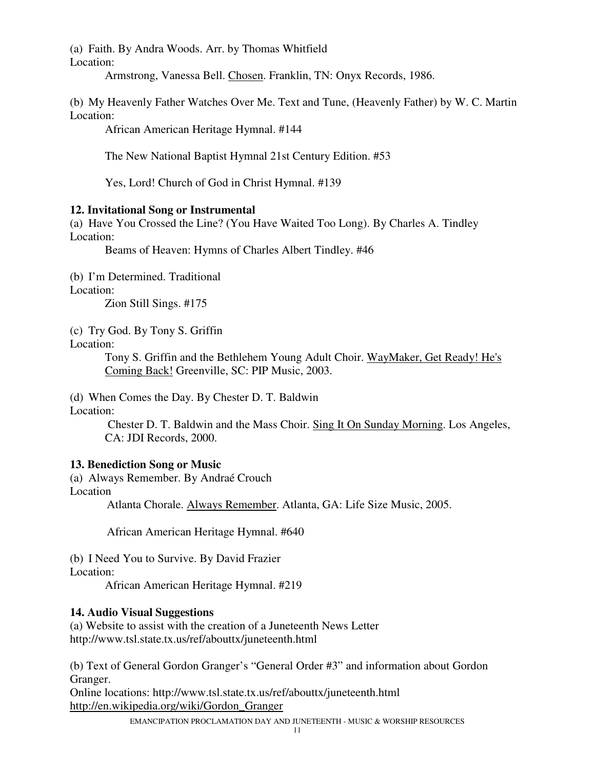(a) Faith. By Andra Woods. Arr. by Thomas Whitfield
Location:

Armstrong, Vanessa Bell. Chosen. Franklin, TN: Onyx Records, 1986.

(b) My Heavenly Father Watches Over Me. Text and Tune, (Heavenly Father) by W. C. Martin
Location:

African American Heritage Hymnal. #144

The New National Baptist Hymnal 21st Century Edition. #53

Yes, Lord! Church of God in Christ Hymnal. #139

**12. Invitational Song or Instrumental**

(a) Have You Crossed the Line? (You Have Waited Too Long). By Charles A. Tindley
Location:

Beams of Heaven: Hymns of Charles Albert Tindley. #46

(b) I'm Determined. Traditional
Location:

Zion Still Sings. #175

(c) Try God. By Tony S. Griffin
Location:

Tony S. Griffin and the Bethlehem Young Adult Choir. WayMaker, Get Ready! He's Coming Back! Greenville, SC: PIP Music, 2003.

(d) When Comes the Day. By Chester D. T. Baldwin
Location:

Chester D. T. Baldwin and the Mass Choir. Sing It On Sunday Morning. Los Angeles, CA: JDI Records, 2000.

**13. Benediction Song or Music**

(a) Always Remember. By Andraé Crouch
Location

Atlanta Chorale. Always Remember. Atlanta, GA: Life Size Music, 2005.

African American Heritage Hymnal. #640

(b) I Need You to Survive. By David Frazier
Location:

African American Heritage Hymnal. #219

**14. Audio Visual Suggestions**

(a) Website to assist with the creation of a Juneteenth News Letter
http://www.tsl.state.tx.us/ref/abouttx/juneteenth.html

(b) Text of General Gordon Granger's "General Order #3" and information about Gordon Granger.
Online locations: http://www.tsl.state.tx.us/ref/abouttx/juneteenth.html
http://en.wikipedia.org/wiki/Gordon_Granger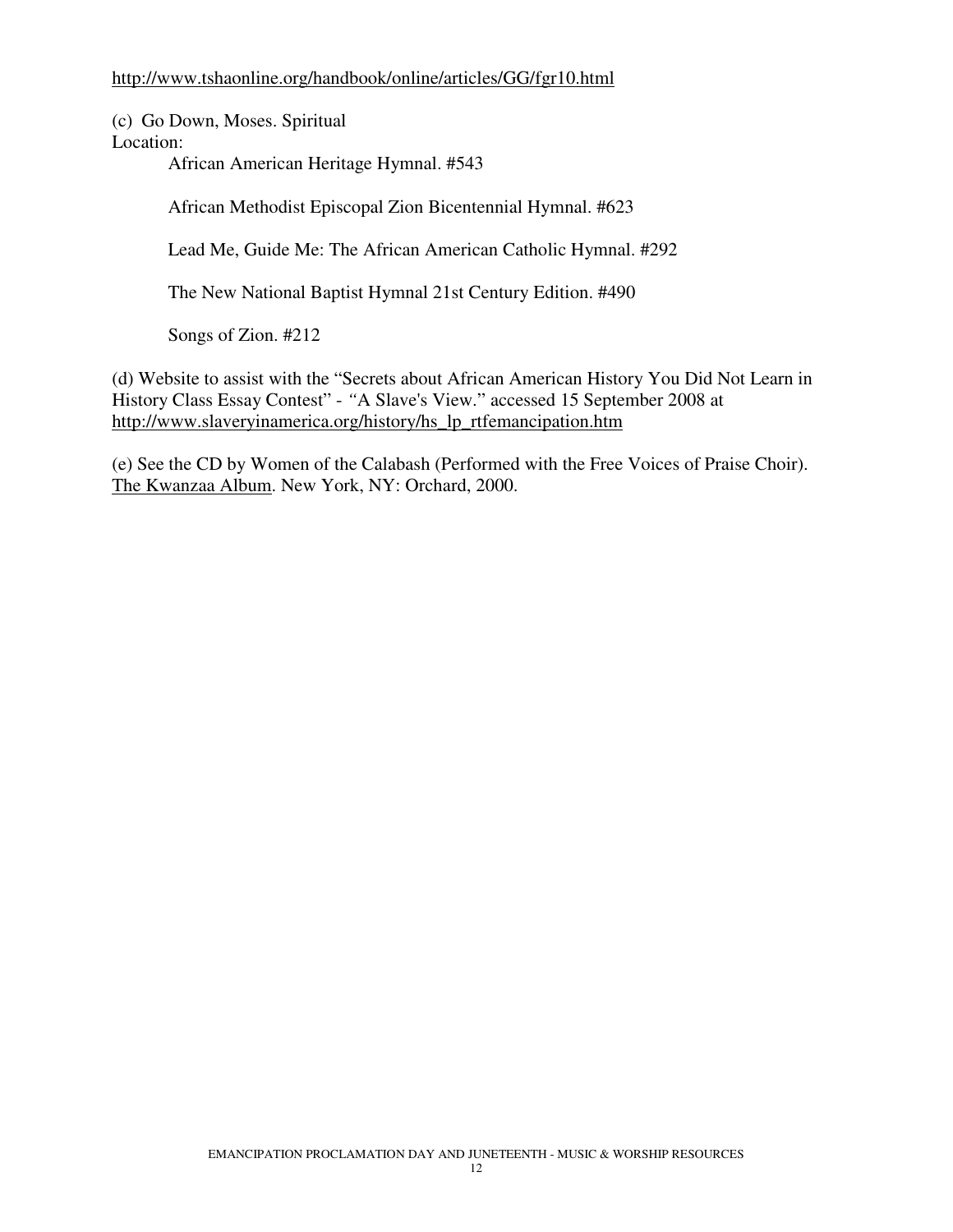http://www.tshaonline.org/handbook/online/articles/GG/fgr10.html

(c) Go Down, Moses. Spiritual
Location:

African American Heritage Hymnal. #543

African Methodist Episcopal Zion Bicentennial Hymnal. #623

Lead Me, Guide Me: The African American Catholic Hymnal. #292

The New National Baptist Hymnal 21st Century Edition. #490

Songs of Zion. #212

(d) Website to assist with the "Secrets about African American History You Did Not Learn in History Class Essay Contest" - "A Slave's View." accessed 15 September 2008 at http://www.slaveryinamerica.org/history/hs_lp_rtfemancipation.htm

(e) See the CD by Women of the Calabash (Performed with the Free Voices of Praise Choir). The Kwanzaa Album. New York, NY: Orchard, 2000.